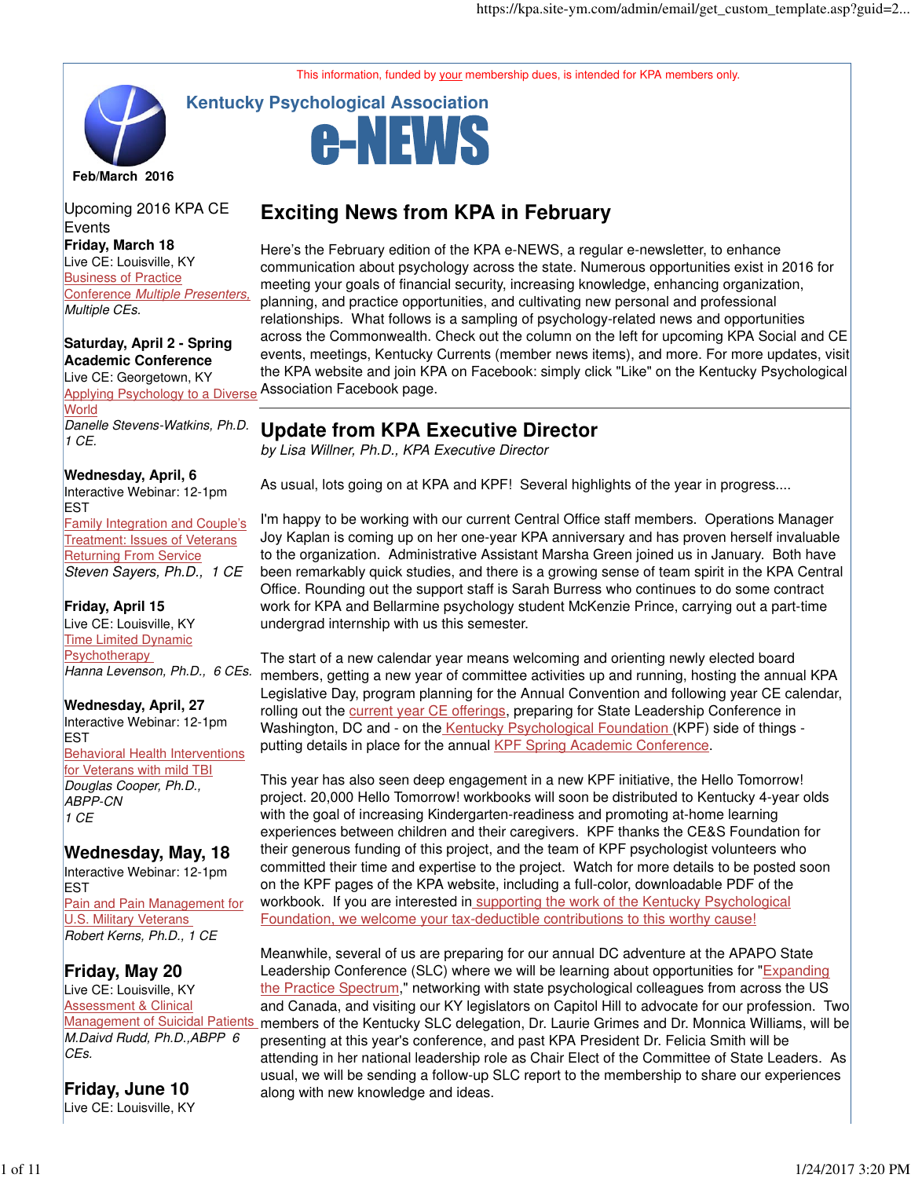This information, funded by your membership dues, is intended for KPA members only.

# Kentucky Psychological Association e-NEWS

**Feb/March 2016**

Upcoming 2016 KPA CE Events

**Friday, March 18**
Live CE: Louisville, KY
Business of Practice Conference *Multiple Presenters,*
*Multiple CEs.*

**Saturday, April 2 - Spring Academic Conference**
Live CE: Georgetown, KY
Applying Psychology to a Diverse World
*Danelle Stevens-Watkins, Ph.D. 1 CE.*

**Wednesday, April, 6**
Interactive Webinar: 12-1pm EST
Family Integration and Couple's Treatment: Issues of Veterans Returning From Service
*Steven Sayers, Ph.D., 1 CE*

**Friday, April 15**
Live CE: Louisville, KY
Time Limited Dynamic Psychotherapy
*Hanna Levenson, Ph.D., 6 CEs.*

**Wednesday, April, 27**
Interactive Webinar: 12-1pm EST
Behavioral Health Interventions for Veterans with mild TBI
*Douglas Cooper, Ph.D., ABPP-CN*
*1 CE*

**Wednesday, May, 18**
Interactive Webinar: 12-1pm EST
Pain and Pain Management for U.S. Military Veterans
*Robert Kerns, Ph.D., 1 CE*

**Friday, May 20**
Live CE: Louisville, KY
Assessment & Clinical Management of Suicidal Patients
*M.Daivd Rudd, Ph.D.,ABPP 6 CEs.*

**Friday, June 10**
Live CE: Louisville, KY

## Exciting News from KPA in February

Here's the February edition of the KPA e-NEWS, a regular e-newsletter, to enhance communication about psychology across the state. Numerous opportunities exist in 2016 for meeting your goals of financial security, increasing knowledge, enhancing organization, planning, and practice opportunities, and cultivating new personal and professional relationships. What follows is a sampling of psychology-related news and opportunities across the Commonwealth. Check out the column on the left for upcoming KPA Social and CE events, meetings, Kentucky Currents (member news items), and more. For more updates, visit the KPA website and join KPA on Facebook: simply click "Like" on the Kentucky Psychological Association Facebook page.

## Update from KPA Executive Director

*by Lisa Willner, Ph.D., KPA Executive Director*

As usual, lots going on at KPA and KPF! Several highlights of the year in progress....

I'm happy to be working with our current Central Office staff members. Operations Manager Joy Kaplan is coming up on her one-year KPA anniversary and has proven herself invaluable to the organization. Administrative Assistant Marsha Green joined us in January. Both have been remarkably quick studies, and there is a growing sense of team spirit in the KPA Central Office. Rounding out the support staff is Sarah Burress who continues to do some contract work for KPA and Bellarmine psychology student McKenzie Prince, carrying out a part-time undergrad internship with us this semester.

The start of a new calendar year means welcoming and orienting newly elected board members, getting a new year of committee activities up and running, hosting the annual KPA Legislative Day, program planning for the Annual Convention and following year CE calendar, rolling out the current year CE offerings, preparing for State Leadership Conference in Washington, DC and - on the Kentucky Psychological Foundation (KPF) side of things - putting details in place for the annual KPF Spring Academic Conference.

This year has also seen deep engagement in a new KPF initiative, the Hello Tomorrow! project. 20,000 Hello Tomorrow! workbooks will soon be distributed to Kentucky 4-year olds with the goal of increasing Kindergarten-readiness and promoting at-home learning experiences between children and their caregivers. KPF thanks the CE&S Foundation for their generous funding of this project, and the team of KPF psychologist volunteers who committed their time and expertise to the project. Watch for more details to be posted soon on the KPF pages of the KPA website, including a full-color, downloadable PDF of the workbook. If you are interested in supporting the work of the Kentucky Psychological Foundation, we welcome your tax-deductible contributions to this worthy cause!

Meanwhile, several of us are preparing for our annual DC adventure at the APAPO State Leadership Conference (SLC) where we will be learning about opportunities for "Expanding the Practice Spectrum," networking with state psychological colleagues from across the US and Canada, and visiting our KY legislators on Capitol Hill to advocate for our profession. Two members of the Kentucky SLC delegation, Dr. Laurie Grimes and Dr. Monnica Williams, will be presenting at this year's conference, and past KPA President Dr. Felicia Smith will be attending in her national leadership role as Chair Elect of the Committee of State Leaders. As usual, we will be sending a follow-up SLC report to the membership to share our experiences along with new knowledge and ideas.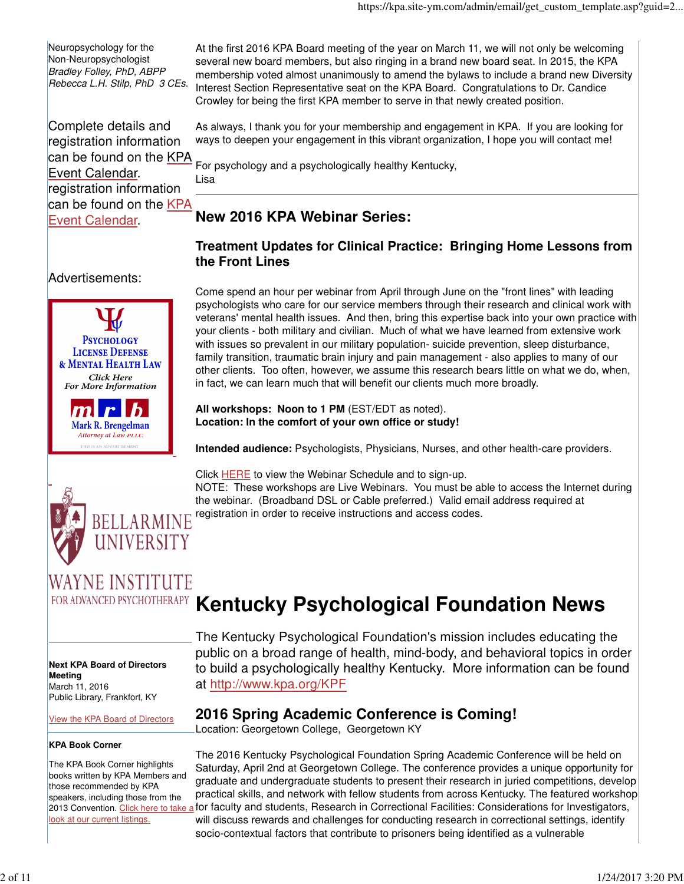Neuropsychology for the Non-Neuropsychologist
*Bradley Folley, PhD, ABPP*
*Rebecca L.H. Stilp, PhD 3 CEs.*

Complete details and registration information can be found on the KPA Event Calendar.
registration information can be found on the KPA Event Calendar.

Advertisements:

PSYCHOLOGY LICENSE DEFENSE & MENTAL HEALTH LAW
*Click Here For More Information*
mrb
Mark R. Brengelman
*Attorney at Law PLLC*
THIS IS AN ADVERTISEMENT

BELLARMINE UNIVERSITY
WAYNE INSTITUTE FOR ADVANCED PSYCHOTHERAPY

**Next KPA Board of Directors Meeting**
March 11, 2016
Public Library, Frankfort, KY

View the KPA Board of Directors

**KPA Book Corner**

The KPA Book Corner highlights books written by KPA Members and those recommended by KPA speakers, including those from the 2013 Convention. Click here to take a look at our current listings.

At the first 2016 KPA Board meeting of the year on March 11, we will not only be welcoming several new board members, but also ringing in a brand new board seat. In 2015, the KPA membership voted almost unanimously to amend the bylaws to include a brand new Diversity Interest Section Representative seat on the KPA Board. Congratulations to Dr. Candice Crowley for being the first KPA member to serve in that newly created position.

As always, I thank you for your membership and engagement in KPA. If you are looking for ways to deepen your engagement in this vibrant organization, I hope you will contact me!

For psychology and a psychologically healthy Kentucky,
Lisa

## New 2016 KPA Webinar Series:

### Treatment Updates for Clinical Practice: Bringing Home Lessons from the Front Lines

Come spend an hour per webinar from April through June on the "front lines" with leading psychologists who care for our service members through their research and clinical work with veterans' mental health issues. And then, bring this expertise back into your own practice with your clients - both military and civilian. Much of what we have learned from extensive work with issues so prevalent in our military population- suicide prevention, sleep disturbance, family transition, traumatic brain injury and pain management - also applies to many of our other clients. Too often, however, we assume this research bears little on what we do, when, in fact, we can learn much that will benefit our clients much more broadly.

**All workshops: Noon to 1 PM** (EST/EDT as noted).
**Location: In the comfort of your own office or study!**

**Intended audience:** Psychologists, Physicians, Nurses, and other health-care providers.

Click HERE to view the Webinar Schedule and to sign-up.
NOTE: These workshops are Live Webinars. You must be able to access the Internet during the webinar. (Broadband DSL or Cable preferred.) Valid email address required at registration in order to receive instructions and access codes.

# Kentucky Psychological Foundation News

The Kentucky Psychological Foundation's mission includes educating the public on a broad range of health, mind-body, and behavioral topics in order to build a psychologically healthy Kentucky. More information can be found at http://www.kpa.org/KPF

## 2016 Spring Academic Conference is Coming!

Location: Georgetown College, Georgetown KY

The 2016 Kentucky Psychological Foundation Spring Academic Conference will be held on Saturday, April 2nd at Georgetown College. The conference provides a unique opportunity for graduate and undergraduate students to present their research in juried competitions, develop practical skills, and network with fellow students from across Kentucky. The featured workshop for faculty and students, Research in Correctional Facilities: Considerations for Investigators, will discuss rewards and challenges for conducting research in correctional settings, identify socio-contextual factors that contribute to prisoners being identified as a vulnerable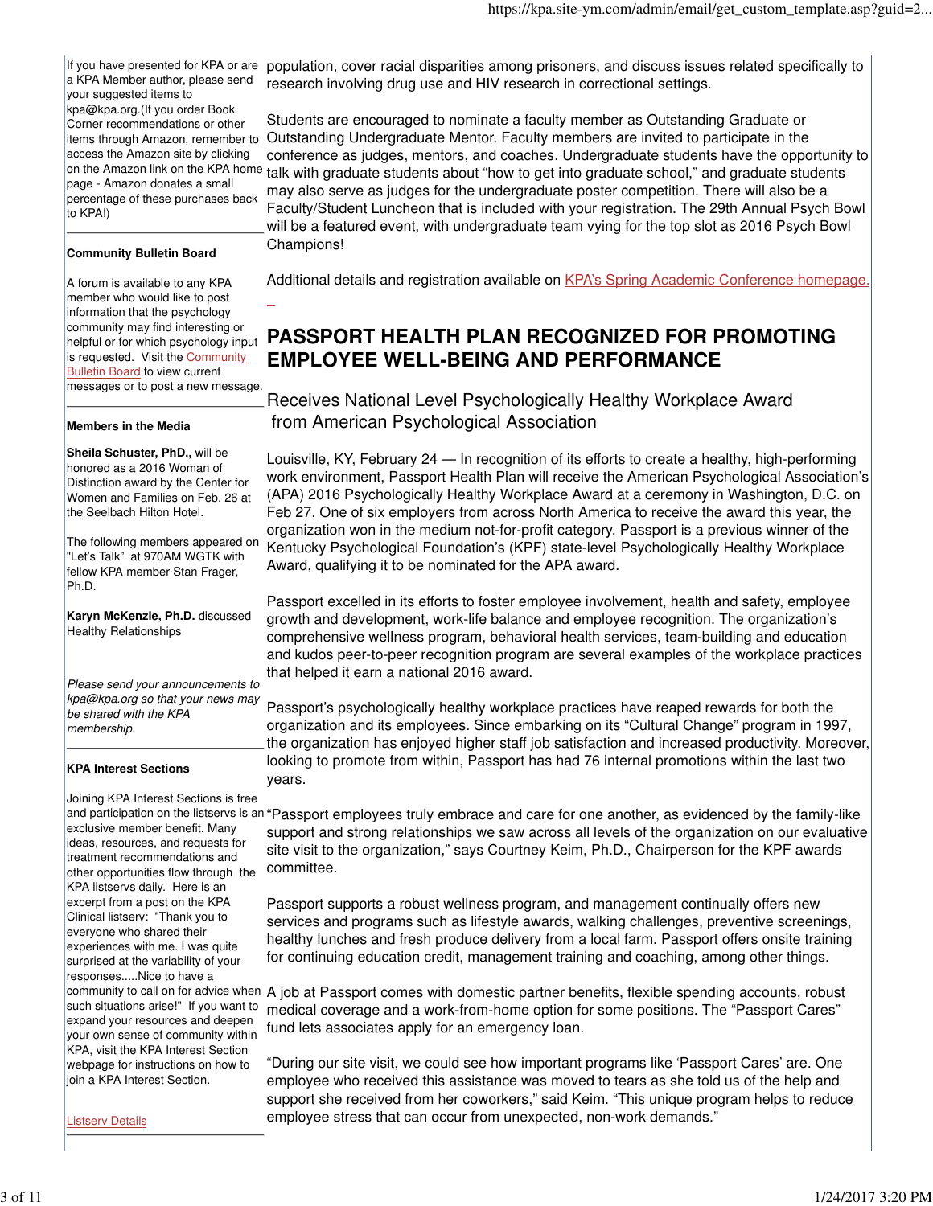If you have presented for KPA or are a KPA Member author, please send your suggested items to kpa@kpa.org.(If you order Book Corner recommendations or other items through Amazon, remember to access the Amazon site by clicking on the Amazon link on the KPA home page - Amazon donates a small percentage of these purchases back to KPA!)

**Community Bulletin Board**

A forum is available to any KPA member who would like to post information that the psychology community may find interesting or helpful or for which psychology input is requested. Visit the Community Bulletin Board to view current messages or to post a new message.

**Members in the Media**

**Sheila Schuster, PhD.,** will be honored as a 2016 Woman of Distinction award by the Center for Women and Families on Feb. 26 at the Seelbach Hilton Hotel.

The following members appeared on "Let's Talk" at 970AM WGTK with fellow KPA member Stan Frager, Ph.D.

**Karyn McKenzie, Ph.D.** discussed Healthy Relationships

*Please send your announcements to kpa@kpa.org so that your news may be shared with the KPA membership.*

**KPA Interest Sections**

Joining KPA Interest Sections is free and participation on the listservs is an exclusive member benefit. Many ideas, resources, and requests for treatment recommendations and other opportunities flow through the KPA listservs daily. Here is an excerpt from a post on the KPA Clinical listserv: "Thank you to everyone who shared their experiences with me. I was quite surprised at the variability of your responses.....Nice to have a community to call on for advice when such situations arise!" If you want to expand your resources and deepen your own sense of community within KPA, visit the KPA Interest Section webpage for instructions on how to join a KPA Interest Section.

Listserv Details

population, cover racial disparities among prisoners, and discuss issues related specifically to research involving drug use and HIV research in correctional settings.

Students are encouraged to nominate a faculty member as Outstanding Graduate or Outstanding Undergraduate Mentor. Faculty members are invited to participate in the conference as judges, mentors, and coaches. Undergraduate students have the opportunity to talk with graduate students about "how to get into graduate school," and graduate students may also serve as judges for the undergraduate poster competition. There will also be a Faculty/Student Luncheon that is included with your registration. The 29th Annual Psych Bowl will be a featured event, with undergraduate team vying for the top slot as 2016 Psych Bowl Champions!

Additional details and registration available on KPA's Spring Academic Conference homepage.

# PASSPORT HEALTH PLAN RECOGNIZED FOR PROMOTING EMPLOYEE WELL-BEING AND PERFORMANCE

## Receives National Level Psychologically Healthy Workplace Award from American Psychological Association

Louisville, KY, February 24 — In recognition of its efforts to create a healthy, high-performing work environment, Passport Health Plan will receive the American Psychological Association's (APA) 2016 Psychologically Healthy Workplace Award at a ceremony in Washington, D.C. on Feb 27. One of six employers from across North America to receive the award this year, the organization won in the medium not-for-profit category. Passport is a previous winner of the Kentucky Psychological Foundation's (KPF) state-level Psychologically Healthy Workplace Award, qualifying it to be nominated for the APA award.

Passport excelled in its efforts to foster employee involvement, health and safety, employee growth and development, work-life balance and employee recognition. The organization's comprehensive wellness program, behavioral health services, team-building and education and kudos peer-to-peer recognition program are several examples of the workplace practices that helped it earn a national 2016 award.

Passport's psychologically healthy workplace practices have reaped rewards for both the organization and its employees. Since embarking on its "Cultural Change" program in 1997, the organization has enjoyed higher staff job satisfaction and increased productivity. Moreover, looking to promote from within, Passport has had 76 internal promotions within the last two years.

"Passport employees truly embrace and care for one another, as evidenced by the family-like support and strong relationships we saw across all levels of the organization on our evaluative site visit to the organization," says Courtney Keim, Ph.D., Chairperson for the KPF awards committee.

Passport supports a robust wellness program, and management continually offers new services and programs such as lifestyle awards, walking challenges, preventive screenings, healthy lunches and fresh produce delivery from a local farm. Passport offers onsite training for continuing education credit, management training and coaching, among other things.

A job at Passport comes with domestic partner benefits, flexible spending accounts, robust medical coverage and a work-from-home option for some positions. The "Passport Cares" fund lets associates apply for an emergency loan.

"During our site visit, we could see how important programs like 'Passport Cares' are. One employee who received this assistance was moved to tears as she told us of the help and support she received from her coworkers," said Keim. "This unique program helps to reduce employee stress that can occur from unexpected, non-work demands."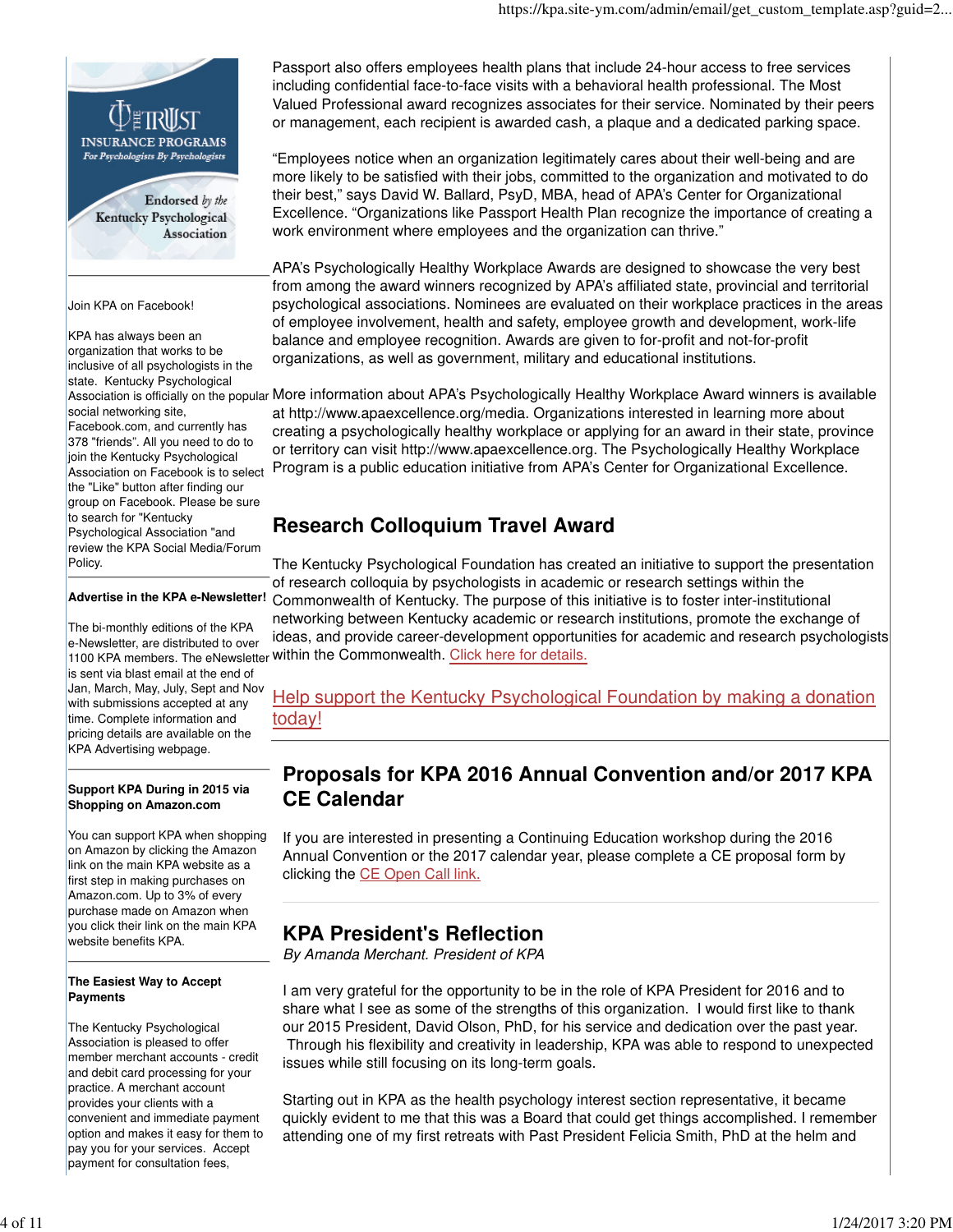Passport also offers employees health plans that include 24-hour access to free services including confidential face-to-face visits with a behavioral health professional. The Most Valued Professional award recognizes associates for their service. Nominated by their peers or management, each recipient is awarded cash, a plaque and a dedicated parking space.

"Employees notice when an organization legitimately cares about their well-being and are more likely to be satisfied with their jobs, committed to the organization and motivated to do their best," says David W. Ballard, PsyD, MBA, head of APA's Center for Organizational Excellence. "Organizations like Passport Health Plan recognize the importance of creating a work environment where employees and the organization can thrive."

APA's Psychologically Healthy Workplace Awards are designed to showcase the very best from among the award winners recognized by APA's affiliated state, provincial and territorial psychological associations. Nominees are evaluated on their workplace practices in the areas of employee involvement, health and safety, employee growth and development, work-life balance and employee recognition. Awards are given to for-profit and not-for-profit organizations, as well as government, military and educational institutions.

More information about APA's Psychologically Healthy Workplace Award winners is available at http://www.apaexcellence.org/media. Organizations interested in learning more about creating a psychologically healthy workplace or applying for an award in their state, province or territory can visit http://www.apaexcellence.org. The Psychologically Healthy Workplace Program is a public education initiative from APA's Center for Organizational Excellence.

## Research Colloquium Travel Award

The Kentucky Psychological Foundation has created an initiative to support the presentation of research colloquia by psychologists in academic or research settings within the Commonwealth of Kentucky. The purpose of this initiative is to foster inter-institutional networking between Kentucky academic or research institutions, promote the exchange of ideas, and provide career-development opportunities for academic and research psychologists within the Commonwealth. Click here for details.

Help support the Kentucky Psychological Foundation by making a donation today!

## Proposals for KPA 2016 Annual Convention and/or 2017 KPA CE Calendar

If you are interested in presenting a Continuing Education workshop during the 2016 Annual Convention or the 2017 calendar year, please complete a CE proposal form by clicking the CE Open Call link.

## KPA President's Reflection

*By Amanda Merchant. President of KPA*

I am very grateful for the opportunity to be in the role of KPA President for 2016 and to share what I see as some of the strengths of this organization. I would first like to thank our 2015 President, David Olson, PhD, for his service and dedication over the past year. Through his flexibility and creativity in leadership, KPA was able to respond to unexpected issues while still focusing on its long-term goals.

Starting out in KPA as the health psychology interest section representative, it became quickly evident to me that this was a Board that could get things accomplished. I remember attending one of my first retreats with Past President Felicia Smith, PhD at the helm and

---

THE TRUST INSURANCE PROGRAMS
*For Psychologists By Psychologists*

Endorsed *by the* Kentucky Psychological Association

---

Join KPA on Facebook!

KPA has always been an organization that works to be inclusive of all psychologists in the state. Kentucky Psychological Association is officially on the popular social networking site, Facebook.com, and currently has 378 "friends". All you need to do to join the Kentucky Psychological Association on Facebook is to select the "Like" button after finding our group on Facebook. Please be sure to search for "Kentucky Psychological Association "and review the KPA Social Media/Forum Policy.

---

**Advertise in the KPA e-Newsletter!**

The bi-monthly editions of the KPA e-Newsletter, are distributed to over 1100 KPA members. The eNewsletter is sent via blast email at the end of Jan, March, May, July, Sept and Nov with submissions accepted at any time. Complete information and pricing details are available on the KPA Advertising webpage.

---

**Support KPA During in 2015 via Shopping on Amazon.com**

You can support KPA when shopping on Amazon by clicking the Amazon link on the main KPA website as a first step in making purchases on Amazon.com. Up to 3% of every purchase made on Amazon when you click their link on the main KPA website benefits KPA.

---

**The Easiest Way to Accept Payments**

The Kentucky Psychological Association is pleased to offer member merchant accounts - credit and debit card processing for your practice. A merchant account provides your clients with a convenient and immediate payment option and makes it easy for them to pay you for your services. Accept payment for consultation fees,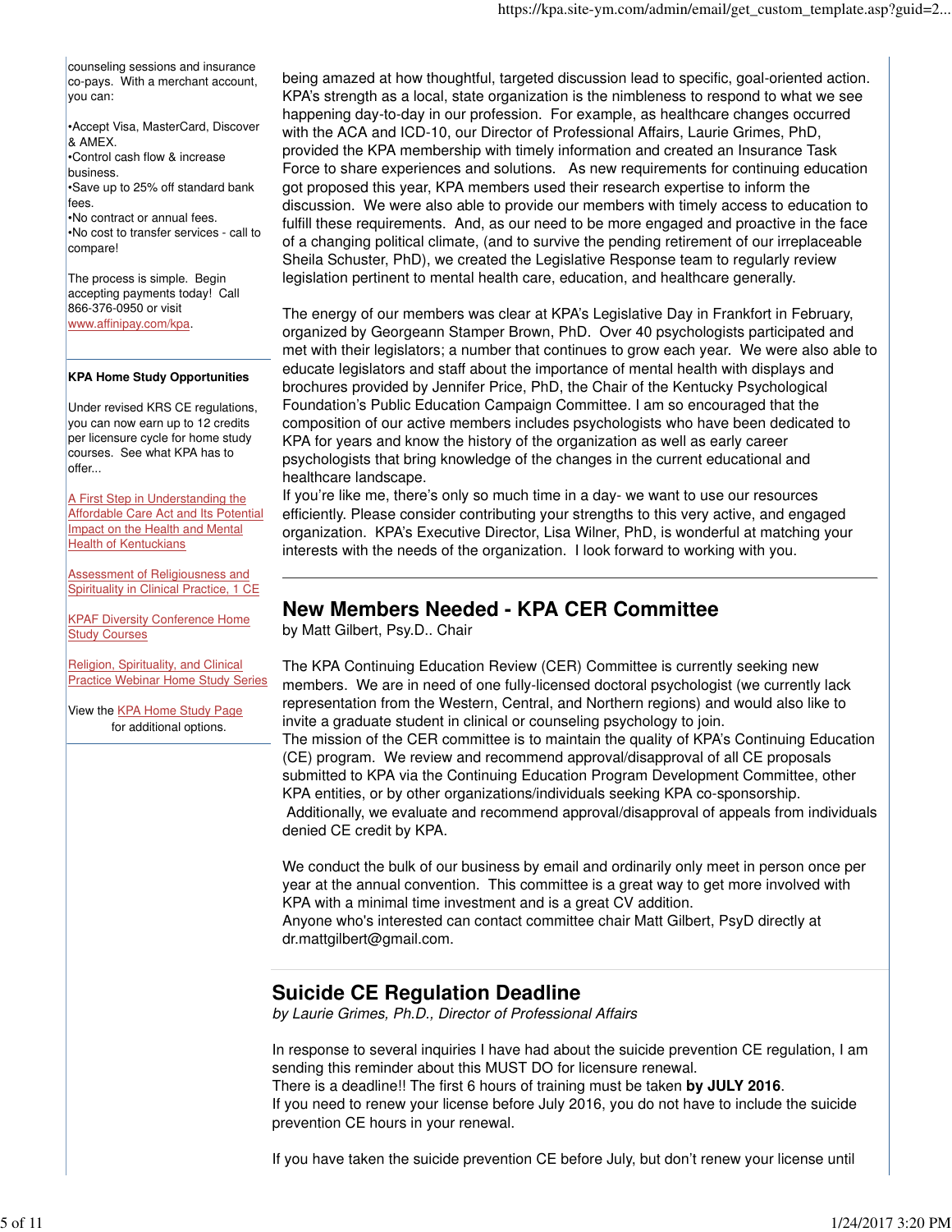counseling sessions and insurance co-pays. With a merchant account, you can:

- Accept Visa, MasterCard, Discover & AMEX.
- Control cash flow & increase business.
- Save up to 25% off standard bank fees.
- No contract or annual fees.
- No cost to transfer services - call to compare!

The process is simple. Begin accepting payments today! Call 866-376-0950 or visit www.affinipay.com/kpa.

**KPA Home Study Opportunities**

Under revised KRS CE regulations, you can now earn up to 12 credits per licensure cycle for home study courses. See what KPA has to offer...

A First Step in Understanding the Affordable Care Act and Its Potential Impact on the Health and Mental Health of Kentuckians

Assessment of Religiousness and Spirituality in Clinical Practice, 1 CE

KPAF Diversity Conference Home Study Courses

Religion, Spirituality, and Clinical Practice Webinar Home Study Series

View the KPA Home Study Page for additional options.

being amazed at how thoughtful, targeted discussion lead to specific, goal-oriented action. KPA's strength as a local, state organization is the nimbleness to respond to what we see happening day-to-day in our profession. For example, as healthcare changes occurred with the ACA and ICD-10, our Director of Professional Affairs, Laurie Grimes, PhD, provided the KPA membership with timely information and created an Insurance Task Force to share experiences and solutions. As new requirements for continuing education got proposed this year, KPA members used their research expertise to inform the discussion. We were also able to provide our members with timely access to education to fulfill these requirements. And, as our need to be more engaged and proactive in the face of a changing political climate, (and to survive the pending retirement of our irreplaceable Sheila Schuster, PhD), we created the Legislative Response team to regularly review legislation pertinent to mental health care, education, and healthcare generally.

The energy of our members was clear at KPA's Legislative Day in Frankfort in February, organized by Georgeann Stamper Brown, PhD. Over 40 psychologists participated and met with their legislators; a number that continues to grow each year. We were also able to educate legislators and staff about the importance of mental health with displays and brochures provided by Jennifer Price, PhD, the Chair of the Kentucky Psychological Foundation's Public Education Campaign Committee. I am so encouraged that the composition of our active members includes psychologists who have been dedicated to KPA for years and know the history of the organization as well as early career psychologists that bring knowledge of the changes in the current educational and healthcare landscape.
If you're like me, there's only so much time in a day- we want to use our resources efficiently. Please consider contributing your strengths to this very active, and engaged organization. KPA's Executive Director, Lisa Wilner, PhD, is wonderful at matching your interests with the needs of the organization. I look forward to working with you.

## New Members Needed - KPA CER Committee

by Matt Gilbert, Psy.D.. Chair

The KPA Continuing Education Review (CER) Committee is currently seeking new members. We are in need of one fully-licensed doctoral psychologist (we currently lack representation from the Western, Central, and Northern regions) and would also like to invite a graduate student in clinical or counseling psychology to join.
The mission of the CER committee is to maintain the quality of KPA's Continuing Education (CE) program. We review and recommend approval/disapproval of all CE proposals submitted to KPA via the Continuing Education Program Development Committee, other KPA entities, or by other organizations/individuals seeking KPA co-sponsorship. Additionally, we evaluate and recommend approval/disapproval of appeals from individuals denied CE credit by KPA.

We conduct the bulk of our business by email and ordinarily only meet in person once per year at the annual convention. This committee is a great way to get more involved with KPA with a minimal time investment and is a great CV addition.
Anyone who's interested can contact committee chair Matt Gilbert, PsyD directly at dr.mattgilbert@gmail.com.

## Suicide CE Regulation Deadline

*by Laurie Grimes, Ph.D., Director of Professional Affairs*

In response to several inquiries I have had about the suicide prevention CE regulation, I am sending this reminder about this MUST DO for licensure renewal.
There is a deadline!! The first 6 hours of training must be taken **by JULY 2016**.
If you need to renew your license before July 2016, you do not have to include the suicide prevention CE hours in your renewal.

If you have taken the suicide prevention CE before July, but don't renew your license until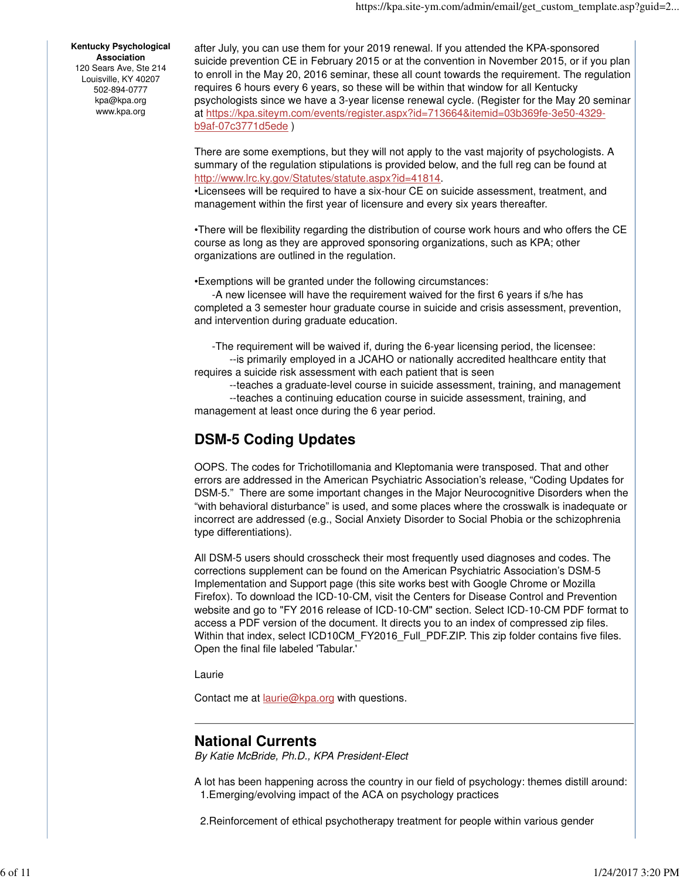**Kentucky Psychological Association**
120 Sears Ave, Ste 214
Louisville, KY 40207
502-894-0777
kpa@kpa.org
www.kpa.org

after July, you can use them for your 2019 renewal. If you attended the KPA-sponsored suicide prevention CE in February 2015 or at the convention in November 2015, or if you plan to enroll in the May 20, 2016 seminar, these all count towards the requirement. The regulation requires 6 hours every 6 years, so these will be within that window for all Kentucky psychologists since we have a 3-year license renewal cycle. (Register for the May 20 seminar at https://kpa.siteym.com/events/register.aspx?id=713664&itemid=03b369fe-3e50-4329-b9af-07c3771d5ede )

There are some exemptions, but they will not apply to the vast majority of psychologists. A summary of the regulation stipulations is provided below, and the full reg can be found at http://www.lrc.ky.gov/Statutes/statute.aspx?id=41814.

•Licensees will be required to have a six-hour CE on suicide assessment, treatment, and management within the first year of licensure and every six years thereafter.

•There will be flexibility regarding the distribution of course work hours and who offers the CE course as long as they are approved sponsoring organizations, such as KPA; other organizations are outlined in the regulation.

•Exemptions will be granted under the following circumstances:

-A new licensee will have the requirement waived for the first 6 years if s/he has completed a 3 semester hour graduate course in suicide and crisis assessment, prevention, and intervention during graduate education.

-The requirement will be waived if, during the 6-year licensing period, the licensee:

--is primarily employed in a JCAHO or nationally accredited healthcare entity that requires a suicide risk assessment with each patient that is seen

--teaches a graduate-level course in suicide assessment, training, and management

--teaches a continuing education course in suicide assessment, training, and management at least once during the 6 year period.

## DSM-5 Coding Updates

OOPS. The codes for Trichotillomania and Kleptomania were transposed. That and other errors are addressed in the American Psychiatric Association's release, "Coding Updates for DSM-5." There are some important changes in the Major Neurocognitive Disorders when the "with behavioral disturbance" is used, and some places where the crosswalk is inadequate or incorrect are addressed (e.g., Social Anxiety Disorder to Social Phobia or the schizophrenia type differentiations).

All DSM-5 users should crosscheck their most frequently used diagnoses and codes. The corrections supplement can be found on the American Psychiatric Association's DSM-5 Implementation and Support page (this site works best with Google Chrome or Mozilla Firefox). To download the ICD-10-CM, visit the Centers for Disease Control and Prevention website and go to "FY 2016 release of ICD-10-CM" section. Select ICD-10-CM PDF format to access a PDF version of the document. It directs you to an index of compressed zip files. Within that index, select ICD10CM_FY2016_Full_PDF.ZIP. This zip folder contains five files. Open the final file labeled 'Tabular.'

Laurie

Contact me at laurie@kpa.org with questions.

---

## National Currents

*By Katie McBride, Ph.D., KPA President-Elect*

A lot has been happening across the country in our field of psychology: themes distill around:

1. Emerging/evolving impact of the ACA on psychology practices

2. Reinforcement of ethical psychotherapy treatment for people within various gender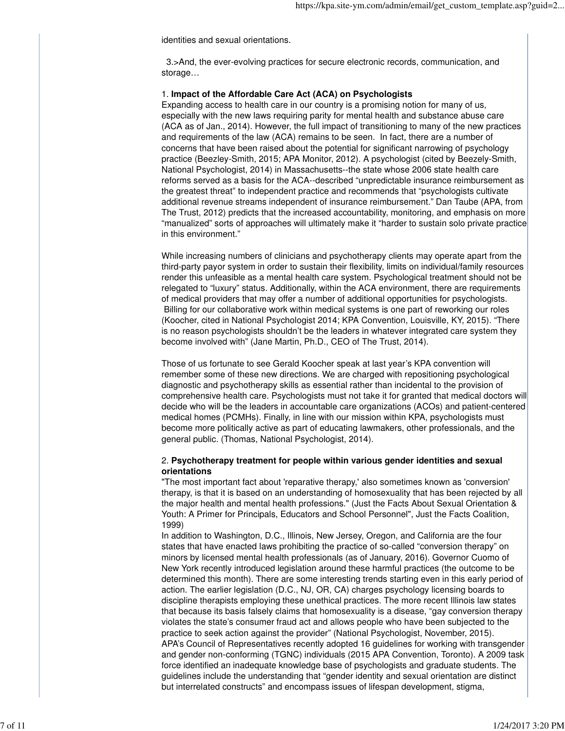identities and sexual orientations.

3.>And, the ever-evolving practices for secure electronic records, communication, and storage…

1. **Impact of the Affordable Care Act (ACA) on Psychologists**

Expanding access to health care in our country is a promising notion for many of us, especially with the new laws requiring parity for mental health and substance abuse care (ACA as of Jan., 2014). However, the full impact of transitioning to many of the new practices and requirements of the law (ACA) remains to be seen. In fact, there are a number of concerns that have been raised about the potential for significant narrowing of psychology practice (Beezley-Smith, 2015; APA Monitor, 2012). A psychologist (cited by Beezely-Smith, National Psychologist, 2014) in Massachusetts--the state whose 2006 state health care reforms served as a basis for the ACA--described "unpredictable insurance reimbursement as the greatest threat" to independent practice and recommends that "psychologists cultivate additional revenue streams independent of insurance reimbursement." Dan Taube (APA, from The Trust, 2012) predicts that the increased accountability, monitoring, and emphasis on more "manualized" sorts of approaches will ultimately make it "harder to sustain solo private practice in this environment."

While increasing numbers of clinicians and psychotherapy clients may operate apart from the third-party payor system in order to sustain their flexibility, limits on individual/family resources render this unfeasible as a mental health care system. Psychological treatment should not be relegated to "luxury" status. Additionally, within the ACA environment, there are requirements of medical providers that may offer a number of additional opportunities for psychologists. Billing for our collaborative work within medical systems is one part of reworking our roles (Koocher, cited in National Psychologist 2014; KPA Convention, Louisville, KY, 2015). "There is no reason psychologists shouldn't be the leaders in whatever integrated care system they become involved with" (Jane Martin, Ph.D., CEO of The Trust, 2014).

Those of us fortunate to see Gerald Koocher speak at last year's KPA convention will remember some of these new directions. We are charged with repositioning psychological diagnostic and psychotherapy skills as essential rather than incidental to the provision of comprehensive health care. Psychologists must not take it for granted that medical doctors will decide who will be the leaders in accountable care organizations (ACOs) and patient-centered medical homes (PCMHs). Finally, in line with our mission within KPA, psychologists must become more politically active as part of educating lawmakers, other professionals, and the general public. (Thomas, National Psychologist, 2014).

2. **Psychotherapy treatment for people within various gender identities and sexual orientations**

"The most important fact about 'reparative therapy,' also sometimes known as 'conversion' therapy, is that it is based on an understanding of homosexuality that has been rejected by all the major health and mental health professions." (Just the Facts About Sexual Orientation & Youth: A Primer for Principals, Educators and School Personnel", Just the Facts Coalition, 1999)

In addition to Washington, D.C., Illinois, New Jersey, Oregon, and California are the four states that have enacted laws prohibiting the practice of so-called "conversion therapy" on minors by licensed mental health professionals (as of January, 2016). Governor Cuomo of New York recently introduced legislation around these harmful practices (the outcome to be determined this month). There are some interesting trends starting even in this early period of action. The earlier legislation (D.C., NJ, OR, CA) charges psychology licensing boards to discipline therapists employing these unethical practices. The more recent Illinois law states that because its basis falsely claims that homosexuality is a disease, "gay conversion therapy violates the state's consumer fraud act and allows people who have been subjected to the practice to seek action against the provider" (National Psychologist, November, 2015).

APA's Council of Representatives recently adopted 16 guidelines for working with transgender and gender non-conforming (TGNC) individuals (2015 APA Convention, Toronto). A 2009 task force identified an inadequate knowledge base of psychologists and graduate students. The guidelines include the understanding that "gender identity and sexual orientation are distinct but interrelated constructs" and encompass issues of lifespan development, stigma,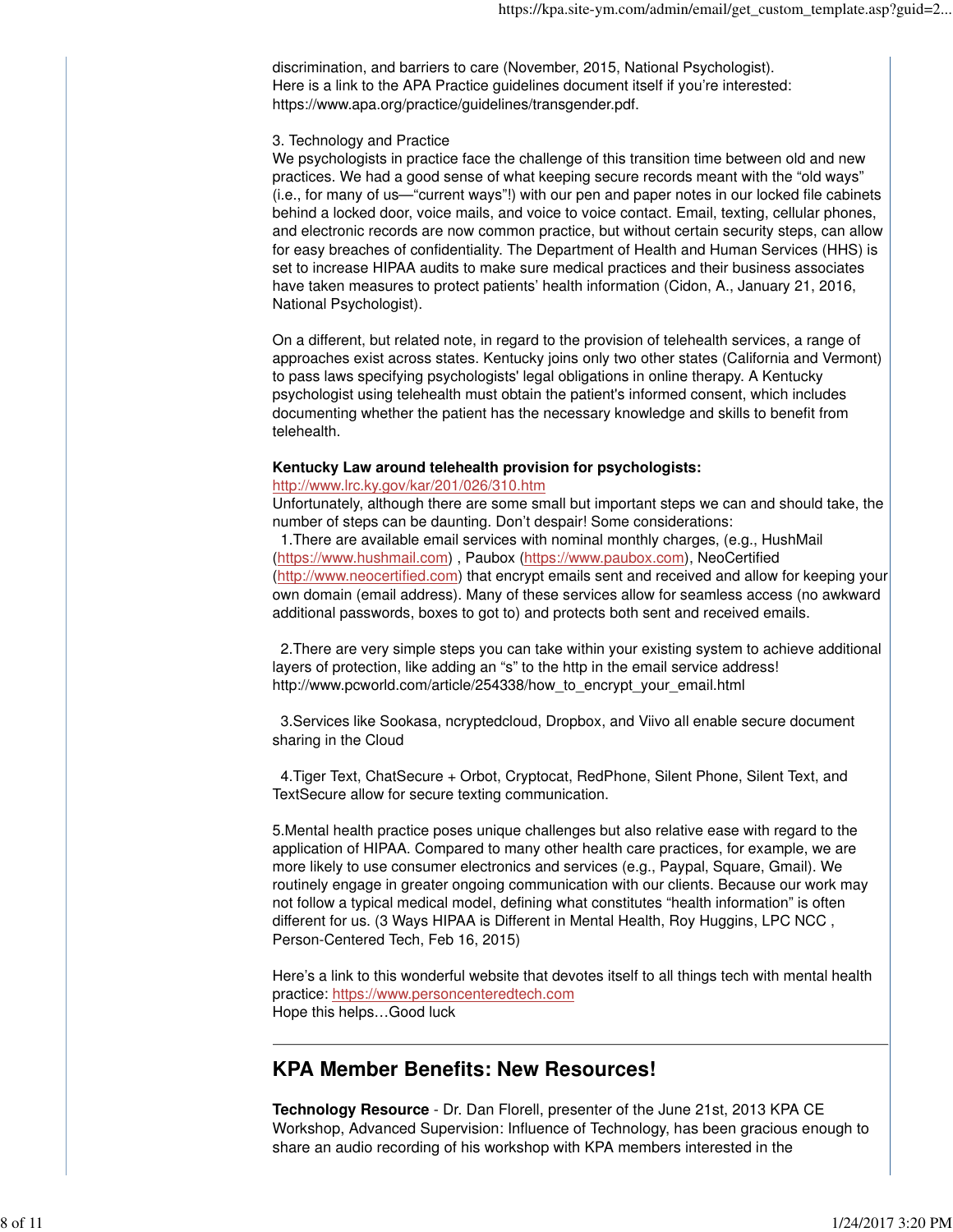discrimination, and barriers to care (November, 2015, National Psychologist).
Here is a link to the APA Practice guidelines document itself if you're interested: https://www.apa.org/practice/guidelines/transgender.pdf.

3. Technology and Practice
We psychologists in practice face the challenge of this transition time between old and new practices. We had a good sense of what keeping secure records meant with the "old ways" (i.e., for many of us—"current ways"!) with our pen and paper notes in our locked file cabinets behind a locked door, voice mails, and voice to voice contact. Email, texting, cellular phones, and electronic records are now common practice, but without certain security steps, can allow for easy breaches of confidentiality. The Department of Health and Human Services (HHS) is set to increase HIPAA audits to make sure medical practices and their business associates have taken measures to protect patients' health information (Cidon, A., January 21, 2016, National Psychologist).

On a different, but related note, in regard to the provision of telehealth services, a range of approaches exist across states. Kentucky joins only two other states (California and Vermont) to pass laws specifying psychologists' legal obligations in online therapy. A Kentucky psychologist using telehealth must obtain the patient's informed consent, which includes documenting whether the patient has the necessary knowledge and skills to benefit from telehealth.

**Kentucky Law around telehealth provision for psychologists:**
http://www.lrc.ky.gov/kar/201/026/310.htm
Unfortunately, although there are some small but important steps we can and should take, the number of steps can be daunting. Don't despair! Some considerations:

1.There are available email services with nominal monthly charges, (e.g., HushMail (https://www.hushmail.com) , Paubox (https://www.paubox.com), NeoCertified (http://www.neocertified.com) that encrypt emails sent and received and allow for keeping your own domain (email address). Many of these services allow for seamless access (no awkward additional passwords, boxes to got to) and protects both sent and received emails.

2.There are very simple steps you can take within your existing system to achieve additional layers of protection, like adding an "s" to the http in the email service address! http://www.pcworld.com/article/254338/how_to_encrypt_your_email.html

3.Services like Sookasa, ncryptedcloud, Dropbox, and Viivo all enable secure document sharing in the Cloud

4.Tiger Text, ChatSecure + Orbot, Cryptocat, RedPhone, Silent Phone, Silent Text, and TextSecure allow for secure texting communication.

5.Mental health practice poses unique challenges but also relative ease with regard to the application of HIPAA. Compared to many other health care practices, for example, we are more likely to use consumer electronics and services (e.g., Paypal, Square, Gmail). We routinely engage in greater ongoing communication with our clients. Because our work may not follow a typical medical model, defining what constitutes "health information" is often different for us. (3 Ways HIPAA is Different in Mental Health, Roy Huggins, LPC NCC , Person-Centered Tech, Feb 16, 2015)

Here's a link to this wonderful website that devotes itself to all things tech with mental health practice: https://www.personcenteredtech.com
Hope this helps…Good luck

---

## KPA Member Benefits: New Resources!

**Technology Resource** - Dr. Dan Florell, presenter of the June 21st, 2013 KPA CE Workshop, Advanced Supervision: Influence of Technology, has been gracious enough to share an audio recording of his workshop with KPA members interested in the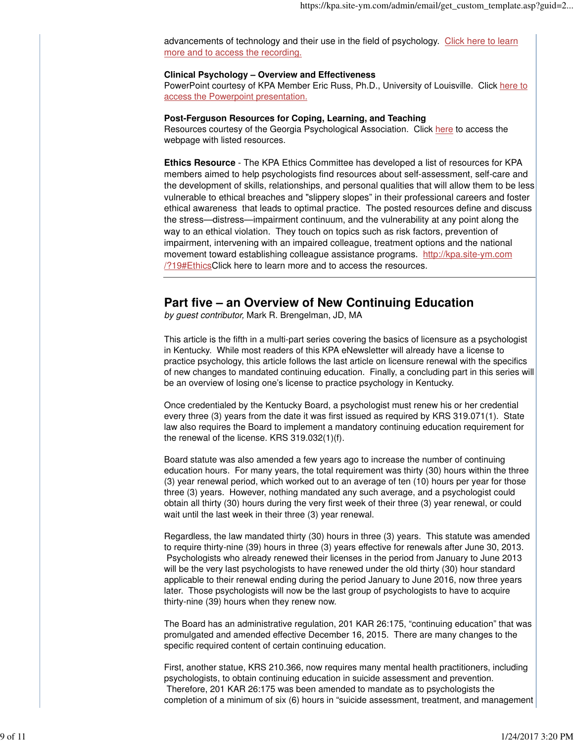advancements of technology and their use in the field of psychology. Click here to learn more and to access the recording.

**Clinical Psychology – Overview and Effectiveness**
PowerPoint courtesy of KPA Member Eric Russ, Ph.D., University of Louisville. Click here to access the Powerpoint presentation.

**Post-Ferguson Resources for Coping, Learning, and Teaching**
Resources courtesy of the Georgia Psychological Association. Click here to access the webpage with listed resources.

**Ethics Resource** - The KPA Ethics Committee has developed a list of resources for KPA members aimed to help psychologists find resources about self-assessment, self-care and the development of skills, relationships, and personal qualities that will allow them to be less vulnerable to ethical breaches and "slippery slopes" in their professional careers and foster ethical awareness that leads to optimal practice. The posted resources define and discuss the stress—distress—impairment continuum, and the vulnerability at any point along the way to an ethical violation. They touch on topics such as risk factors, prevention of impairment, intervening with an impaired colleague, treatment options and the national movement toward establishing colleague assistance programs. http://kpa.site-ym.com/?19#EthicsClick here to learn more and to access the resources.

---

## Part five – an Overview of New Continuing Education

*by guest contributor,* Mark R. Brengelman, JD, MA

This article is the fifth in a multi-part series covering the basics of licensure as a psychologist in Kentucky. While most readers of this KPA eNewsletter will already have a license to practice psychology, this article follows the last article on licensure renewal with the specifics of new changes to mandated continuing education. Finally, a concluding part in this series will be an overview of losing one's license to practice psychology in Kentucky.

Once credentialed by the Kentucky Board, a psychologist must renew his or her credential every three (3) years from the date it was first issued as required by KRS 319.071(1). State law also requires the Board to implement a mandatory continuing education requirement for the renewal of the license. KRS 319.032(1)(f).

Board statute was also amended a few years ago to increase the number of continuing education hours. For many years, the total requirement was thirty (30) hours within the three (3) year renewal period, which worked out to an average of ten (10) hours per year for those three (3) years. However, nothing mandated any such average, and a psychologist could obtain all thirty (30) hours during the very first week of their three (3) year renewal, or could wait until the last week in their three (3) year renewal.

Regardless, the law mandated thirty (30) hours in three (3) years. This statute was amended to require thirty-nine (39) hours in three (3) years effective for renewals after June 30, 2013. Psychologists who already renewed their licenses in the period from January to June 2013 will be the very last psychologists to have renewed under the old thirty (30) hour standard applicable to their renewal ending during the period January to June 2016, now three years later. Those psychologists will now be the last group of psychologists to have to acquire thirty-nine (39) hours when they renew now.

The Board has an administrative regulation, 201 KAR 26:175, "continuing education" that was promulgated and amended effective December 16, 2015. There are many changes to the specific required content of certain continuing education.

First, another statue, KRS 210.366, now requires many mental health practitioners, including psychologists, to obtain continuing education in suicide assessment and prevention. Therefore, 201 KAR 26:175 was been amended to mandate as to psychologists the completion of a minimum of six (6) hours in "suicide assessment, treatment, and management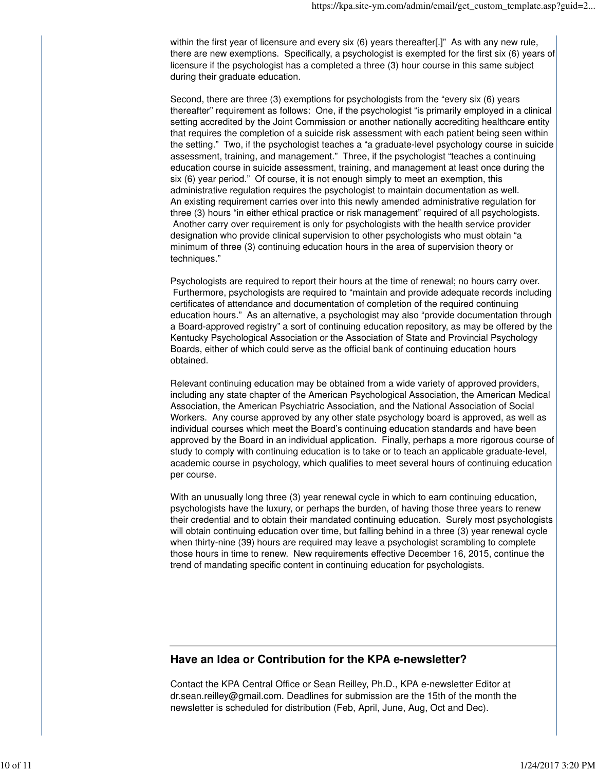within the first year of licensure and every six (6) years thereafter[.]" As with any new rule, there are new exemptions. Specifically, a psychologist is exempted for the first six (6) years of licensure if the psychologist has a completed a three (3) hour course in this same subject during their graduate education.

Second, there are three (3) exemptions for psychologists from the "every six (6) years thereafter" requirement as follows: One, if the psychologist "is primarily employed in a clinical setting accredited by the Joint Commission or another nationally accrediting healthcare entity that requires the completion of a suicide risk assessment with each patient being seen within the setting." Two, if the psychologist teaches a "a graduate-level psychology course in suicide assessment, training, and management." Three, if the psychologist "teaches a continuing education course in suicide assessment, training, and management at least once during the six (6) year period." Of course, it is not enough simply to meet an exemption, this administrative regulation requires the psychologist to maintain documentation as well. An existing requirement carries over into this newly amended administrative regulation for three (3) hours "in either ethical practice or risk management" required of all psychologists. Another carry over requirement is only for psychologists with the health service provider designation who provide clinical supervision to other psychologists who must obtain "a minimum of three (3) continuing education hours in the area of supervision theory or techniques."

Psychologists are required to report their hours at the time of renewal; no hours carry over. Furthermore, psychologists are required to "maintain and provide adequate records including certificates of attendance and documentation of completion of the required continuing education hours." As an alternative, a psychologist may also "provide documentation through a Board-approved registry" a sort of continuing education repository, as may be offered by the Kentucky Psychological Association or the Association of State and Provincial Psychology Boards, either of which could serve as the official bank of continuing education hours obtained.

Relevant continuing education may be obtained from a wide variety of approved providers, including any state chapter of the American Psychological Association, the American Medical Association, the American Psychiatric Association, and the National Association of Social Workers. Any course approved by any other state psychology board is approved, as well as individual courses which meet the Board's continuing education standards and have been approved by the Board in an individual application. Finally, perhaps a more rigorous course of study to comply with continuing education is to take or to teach an applicable graduate-level, academic course in psychology, which qualifies to meet several hours of continuing education per course.

With an unusually long three (3) year renewal cycle in which to earn continuing education, psychologists have the luxury, or perhaps the burden, of having those three years to renew their credential and to obtain their mandated continuing education. Surely most psychologists will obtain continuing education over time, but falling behind in a three (3) year renewal cycle when thirty-nine (39) hours are required may leave a psychologist scrambling to complete those hours in time to renew. New requirements effective December 16, 2015, continue the trend of mandating specific content in continuing education for psychologists.

## Have an Idea or Contribution for the KPA e-newsletter?

Contact the KPA Central Office or Sean Reilley, Ph.D., KPA e-newsletter Editor at dr.sean.reilley@gmail.com. Deadlines for submission are the 15th of the month the newsletter is scheduled for distribution (Feb, April, June, Aug, Oct and Dec).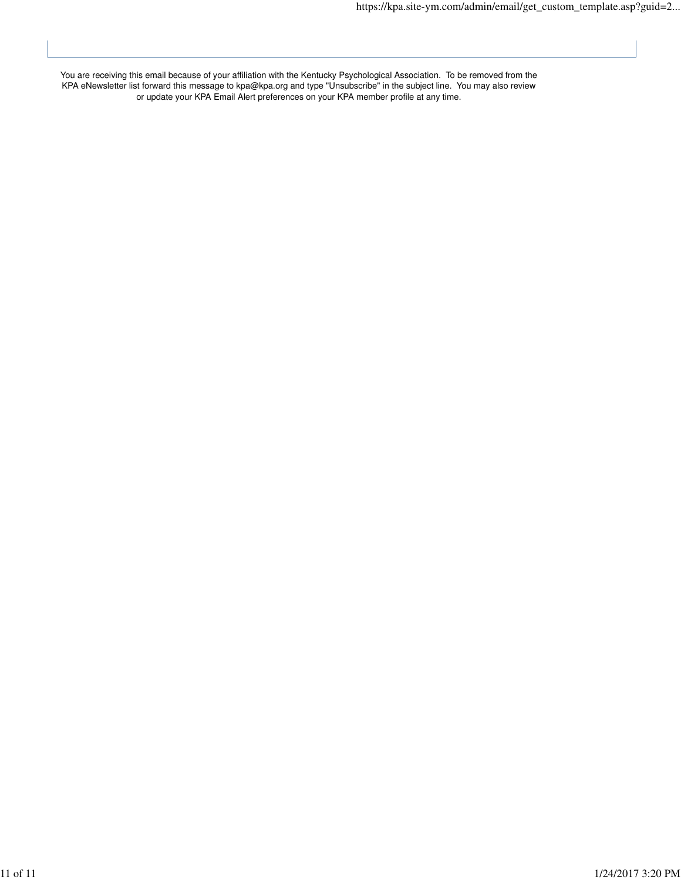You are receiving this email because of your affiliation with the Kentucky Psychological Association. To be removed from the KPA eNewsletter list forward this message to kpa@kpa.org and type "Unsubscribe" in the subject line. You may also review or update your KPA Email Alert preferences on your KPA member profile at any time.